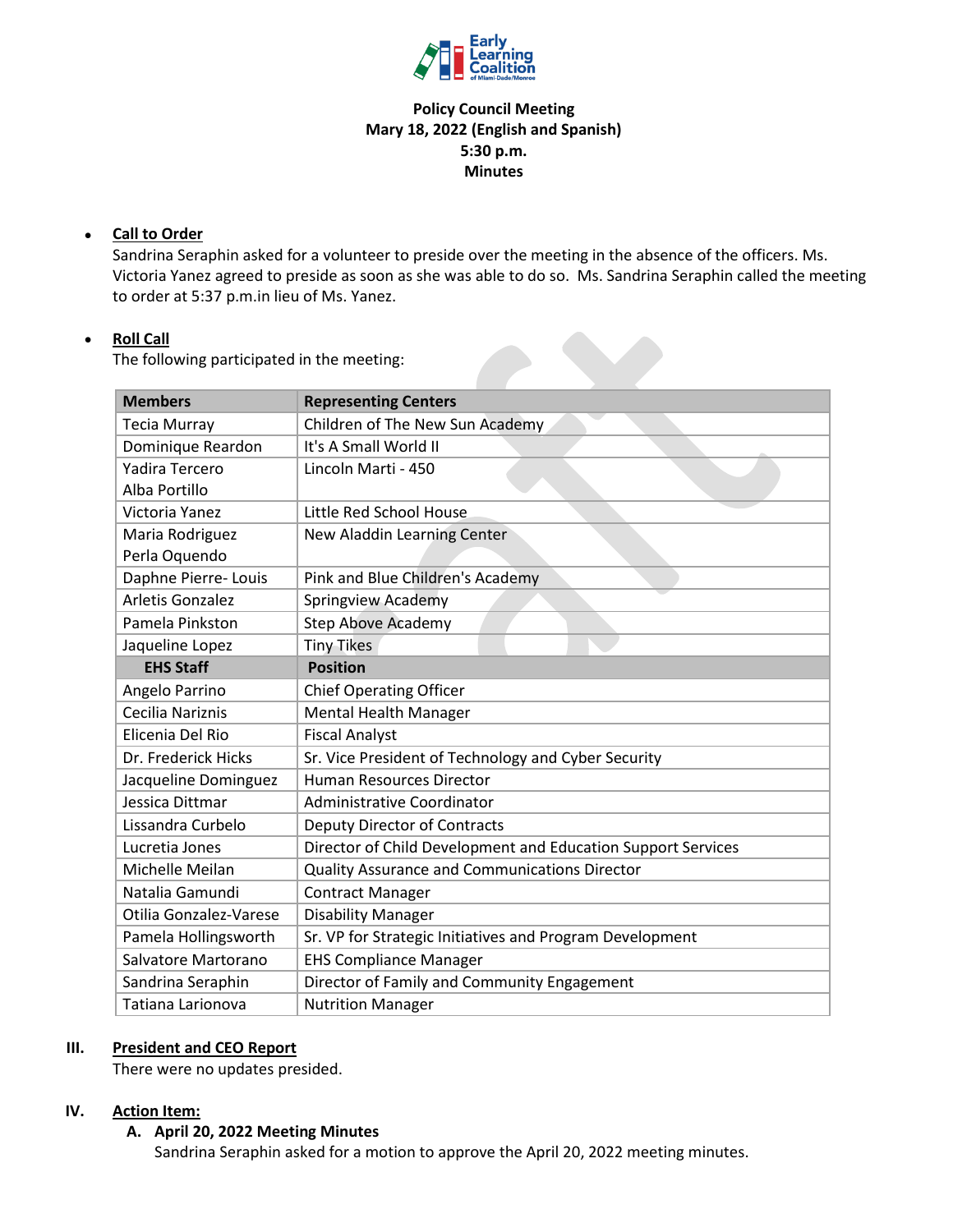**Policy Council Meeting**
**Mary 18, 2022 (English and Spanish)**
**5:30 p.m.**
**Minutes**

- **Call to Order**
  Sandrina Seraphin asked for a volunteer to preside over the meeting in the absence of the officers. Ms. Victoria Yanez agreed to preside as soon as she was able to do so. Ms. Sandrina Seraphin called the meeting to order at 5:37 p.m.in lieu of Ms. Yanez.

- **Roll Call**
  The following participated in the meeting:

| Members | Representing Centers |
|---|---|
| Tecia Murray | Children of The New Sun Academy |
| Dominique Reardon | It's A Small World II |
| Yadira Tercero<br>Alba Portillo | Lincoln Marti - 450 |
| Victoria Yanez | Little Red School House |
| Maria Rodriguez<br>Perla Oquendo | New Aladdin Learning Center |
| Daphne Pierre- Louis | Pink and Blue Children's Academy |
| Arletis Gonzalez | Springview Academy |
| Pamela Pinkston | Step Above Academy |
| Jaqueline Lopez | Tiny Tikes |
| **EHS Staff** | **Position** |
| Angelo Parrino | Chief Operating Officer |
| Cecilia Nariznis | Mental Health Manager |
| Elicenia Del Rio | Fiscal Analyst |
| Dr. Frederick Hicks | Sr. Vice President of Technology and Cyber Security |
| Jacqueline Dominguez | Human Resources Director |
| Jessica Dittmar | Administrative Coordinator |
| Lissandra Curbelo | Deputy Director of Contracts |
| Lucretia Jones | Director of Child Development and Education Support Services |
| Michelle Meilan | Quality Assurance and Communications Director |
| Natalia Gamundi | Contract Manager |
| Otilia Gonzalez-Varese | Disability Manager |
| Pamela Hollingsworth | Sr. VP for Strategic Initiatives and Program Development |
| Salvatore Martorano | EHS Compliance Manager |
| Sandrina Seraphin | Director of Family and Community Engagement |
| Tatiana Larionova | Nutrition Manager |

**III. President and CEO Report**

There were no updates presided.

**IV. Action Item:**

**A. April 20, 2022 Meeting Minutes**

Sandrina Seraphin asked for a motion to approve the April 20, 2022 meeting minutes.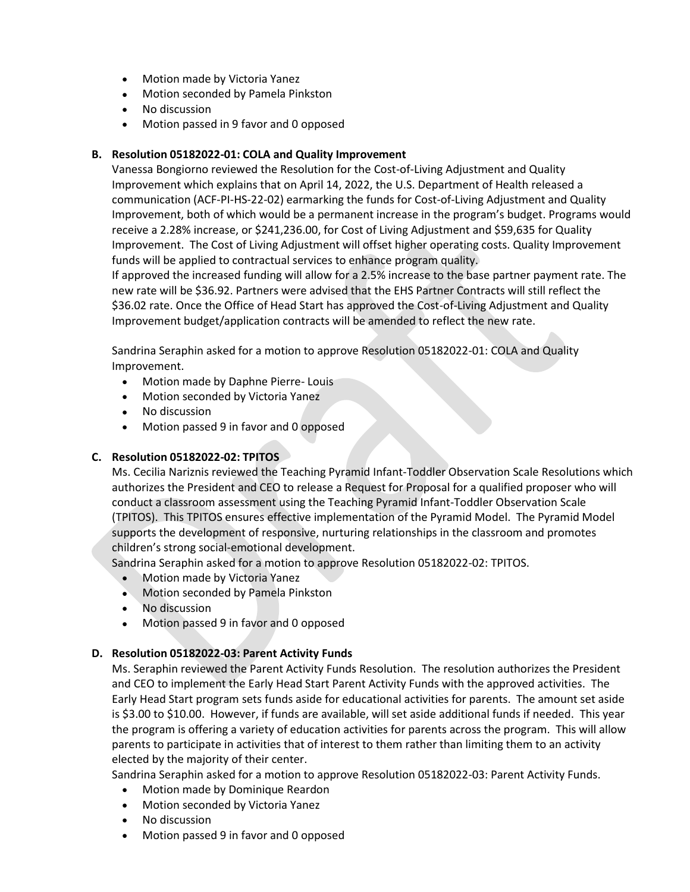- Motion made by Victoria Yanez
- Motion seconded by Pamela Pinkston
- No discussion
- Motion passed in 9 favor and 0 opposed

**B. Resolution 05182022-01: COLA and Quality Improvement**

Vanessa Bongiorno reviewed the Resolution for the Cost-of-Living Adjustment and Quality Improvement which explains that on April 14, 2022, the U.S. Department of Health released a communication (ACF-PI-HS-22-02) earmarking the funds for Cost-of-Living Adjustment and Quality Improvement, both of which would be a permanent increase in the program's budget. Programs would receive a 2.28% increase, or $241,236.00, for Cost of Living Adjustment and $59,635 for Quality Improvement. The Cost of Living Adjustment will offset higher operating costs. Quality Improvement funds will be applied to contractual services to enhance program quality.

If approved the increased funding will allow for a 2.5% increase to the base partner payment rate. The new rate will be $36.92. Partners were advised that the EHS Partner Contracts will still reflect the $36.02 rate. Once the Office of Head Start has approved the Cost-of-Living Adjustment and Quality Improvement budget/application contracts will be amended to reflect the new rate.

Sandrina Seraphin asked for a motion to approve Resolution 05182022-01: COLA and Quality Improvement.

- Motion made by Daphne Pierre- Louis
- Motion seconded by Victoria Yanez
- No discussion
- Motion passed 9 in favor and 0 opposed

**C. Resolution 05182022-02: TPITOS**

Ms. Cecilia Nariznis reviewed the Teaching Pyramid Infant-Toddler Observation Scale Resolutions which authorizes the President and CEO to release a Request for Proposal for a qualified proposer who will conduct a classroom assessment using the Teaching Pyramid Infant-Toddler Observation Scale (TPITOS). This TPITOS ensures effective implementation of the Pyramid Model. The Pyramid Model supports the development of responsive, nurturing relationships in the classroom and promotes children's strong social-emotional development.

Sandrina Seraphin asked for a motion to approve Resolution 05182022-02: TPITOS.

- Motion made by Victoria Yanez
- Motion seconded by Pamela Pinkston
- No discussion
- Motion passed 9 in favor and 0 opposed

**D. Resolution 05182022-03: Parent Activity Funds**

Ms. Seraphin reviewed the Parent Activity Funds Resolution. The resolution authorizes the President and CEO to implement the Early Head Start Parent Activity Funds with the approved activities. The Early Head Start program sets funds aside for educational activities for parents. The amount set aside is $3.00 to $10.00. However, if funds are available, will set aside additional funds if needed. This year the program is offering a variety of education activities for parents across the program. This will allow parents to participate in activities that of interest to them rather than limiting them to an activity elected by the majority of their center.

Sandrina Seraphin asked for a motion to approve Resolution 05182022-03: Parent Activity Funds.

- Motion made by Dominique Reardon
- Motion seconded by Victoria Yanez
- No discussion
- Motion passed 9 in favor and 0 opposed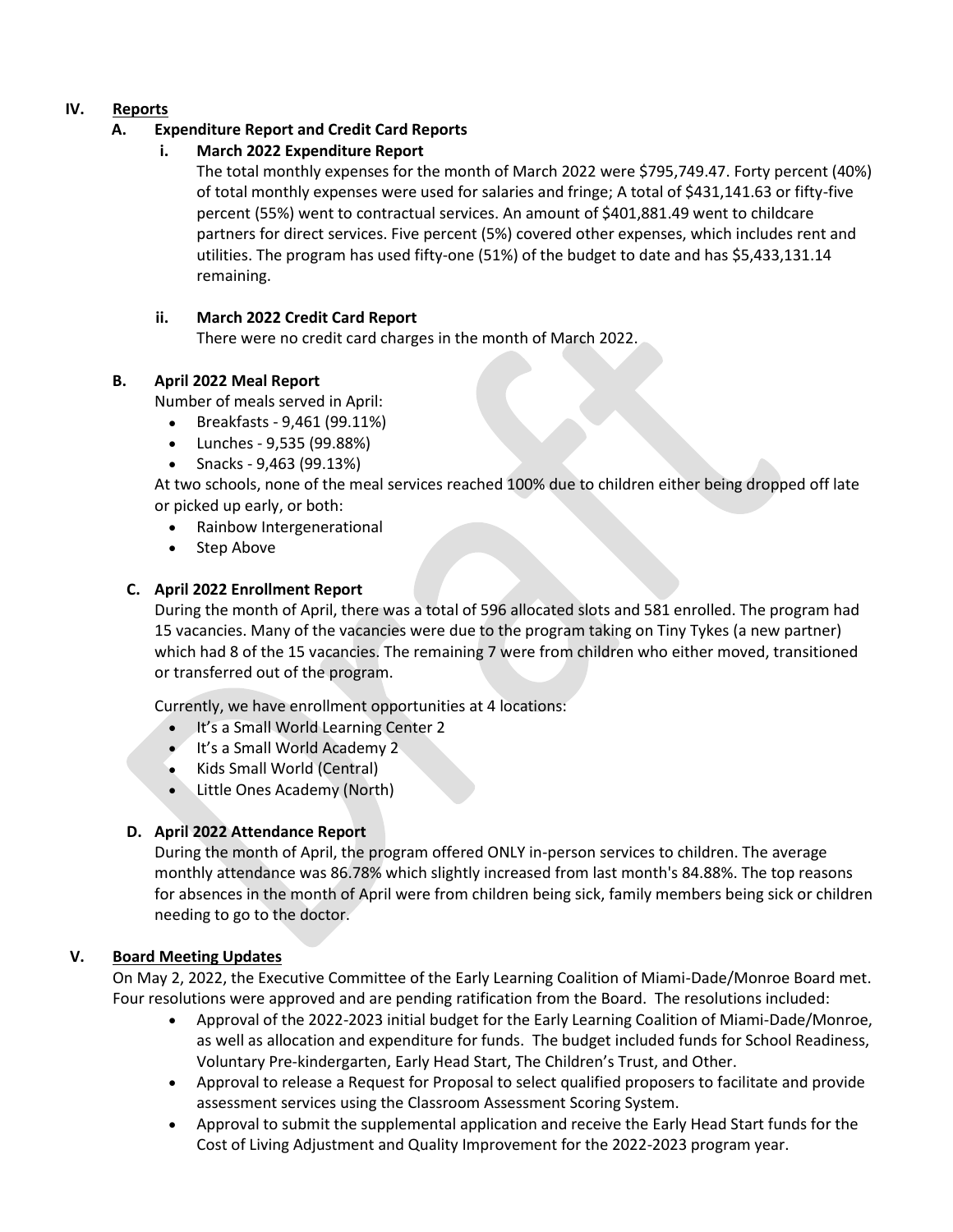## IV. Reports

### A. Expenditure Report and Credit Card Reports

#### i. March 2022 Expenditure Report

The total monthly expenses for the month of March 2022 were $795,749.47. Forty percent (40%) of total monthly expenses were used for salaries and fringe; A total of $431,141.63 or fifty-five percent (55%) went to contractual services. An amount of $401,881.49 went to childcare partners for direct services. Five percent (5%) covered other expenses, which includes rent and utilities. The program has used fifty-one (51%) of the budget to date and has $5,433,131.14 remaining.

#### ii. March 2022 Credit Card Report

There were no credit card charges in the month of March 2022.

### B. April 2022 Meal Report

Number of meals served in April:

- Breakfasts - 9,461 (99.11%)
- Lunches - 9,535 (99.88%)
- Snacks - 9,463 (99.13%)

At two schools, none of the meal services reached 100% due to children either being dropped off late or picked up early, or both:

- Rainbow Intergenerational
- Step Above

### C. April 2022 Enrollment Report

During the month of April, there was a total of 596 allocated slots and 581 enrolled. The program had 15 vacancies. Many of the vacancies were due to the program taking on Tiny Tykes (a new partner) which had 8 of the 15 vacancies. The remaining 7 were from children who either moved, transitioned or transferred out of the program.

Currently, we have enrollment opportunities at 4 locations:

- It's a Small World Learning Center 2
- It's a Small World Academy 2
- Kids Small World (Central)
- Little Ones Academy (North)

### D. April 2022 Attendance Report

During the month of April, the program offered ONLY in-person services to children. The average monthly attendance was 86.78% which slightly increased from last month's 84.88%. The top reasons for absences in the month of April were from children being sick, family members being sick or children needing to go to the doctor.

## V. Board Meeting Updates

On May 2, 2022, the Executive Committee of the Early Learning Coalition of Miami-Dade/Monroe Board met. Four resolutions were approved and are pending ratification from the Board. The resolutions included:

- Approval of the 2022-2023 initial budget for the Early Learning Coalition of Miami-Dade/Monroe, as well as allocation and expenditure for funds. The budget included funds for School Readiness, Voluntary Pre-kindergarten, Early Head Start, The Children's Trust, and Other.
- Approval to release a Request for Proposal to select qualified proposers to facilitate and provide assessment services using the Classroom Assessment Scoring System.
- Approval to submit the supplemental application and receive the Early Head Start funds for the Cost of Living Adjustment and Quality Improvement for the 2022-2023 program year.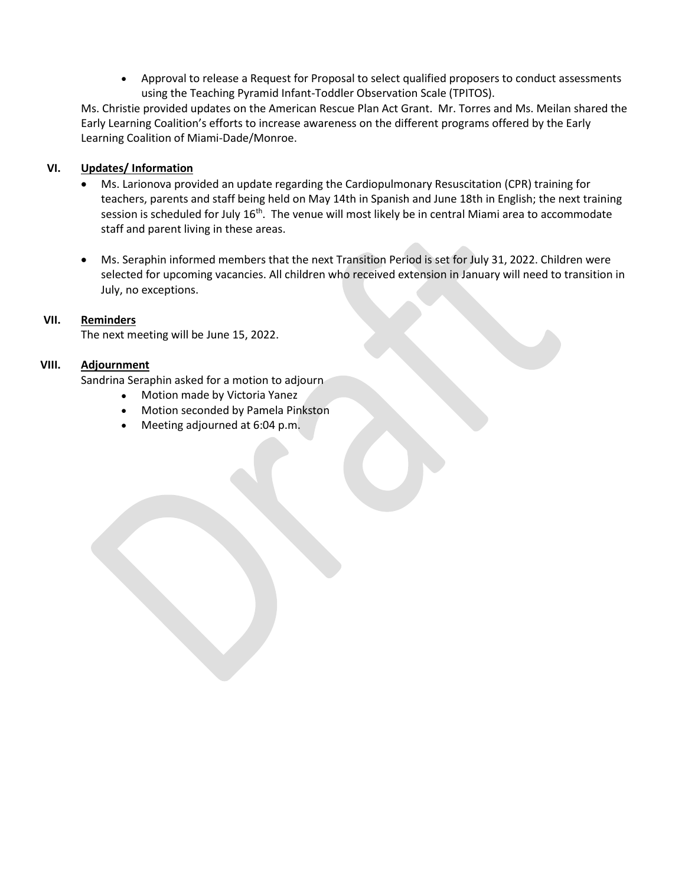- Approval to release a Request for Proposal to select qualified proposers to conduct assessments using the Teaching Pyramid Infant-Toddler Observation Scale (TPITOS).

Ms. Christie provided updates on the American Rescue Plan Act Grant. Mr. Torres and Ms. Meilan shared the Early Learning Coalition's efforts to increase awareness on the different programs offered by the Early Learning Coalition of Miami-Dade/Monroe.

## VI. Updates/ Information

- Ms. Larionova provided an update regarding the Cardiopulmonary Resuscitation (CPR) training for teachers, parents and staff being held on May 14th in Spanish and June 18th in English; the next training session is scheduled for July 16th. The venue will most likely be in central Miami area to accommodate staff and parent living in these areas.

- Ms. Seraphin informed members that the next Transition Period is set for July 31, 2022. Children were selected for upcoming vacancies. All children who received extension in January will need to transition in July, no exceptions.

## VII. Reminders

The next meeting will be June 15, 2022.

## VIII. Adjournment

Sandrina Seraphin asked for a motion to adjourn

- Motion made by Victoria Yanez
- Motion seconded by Pamela Pinkston
- Meeting adjourned at 6:04 p.m.